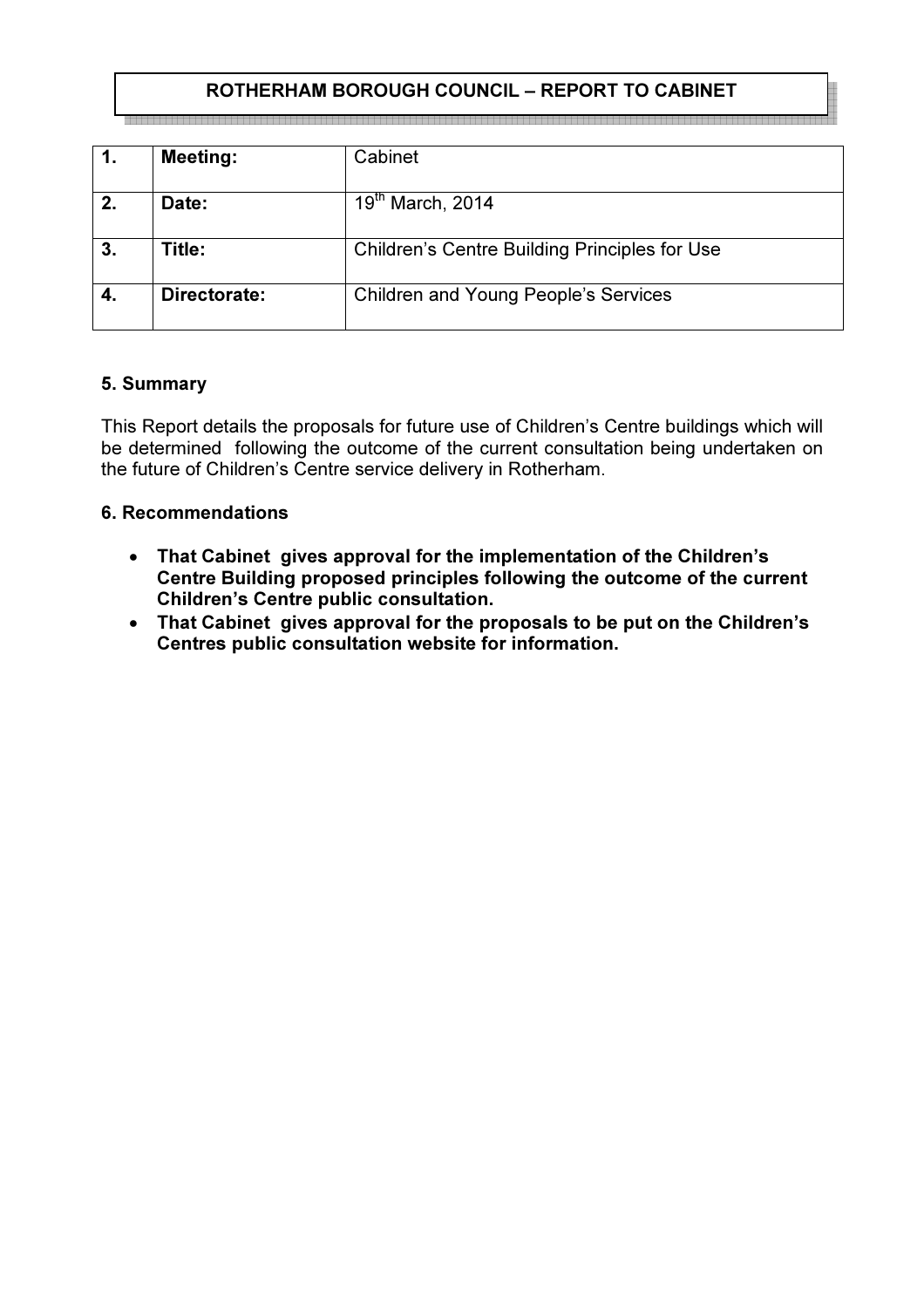# ROTHERHAM BOROUGH COUNCIL – REPORT TO CABINET

| 1. | Meeting: | Cabinet |
|---|---|---|
| 2. | Date: | 19th March, 2014 |
| 3. | Title: | Children's Centre Building Principles for Use |
| 4. | Directorate: | Children and Young People's Services |

## 5. Summary

This Report details the proposals for future use of Children's Centre buildings which will be determined following the outcome of the current consultation being undertaken on the future of Children's Centre service delivery in Rotherham.

## 6. Recommendations

- **That Cabinet gives approval for the implementation of the Children's Centre Building proposed principles following the outcome of the current Children's Centre public consultation.**
- **That Cabinet gives approval for the proposals to be put on the Children's Centres public consultation website for information.**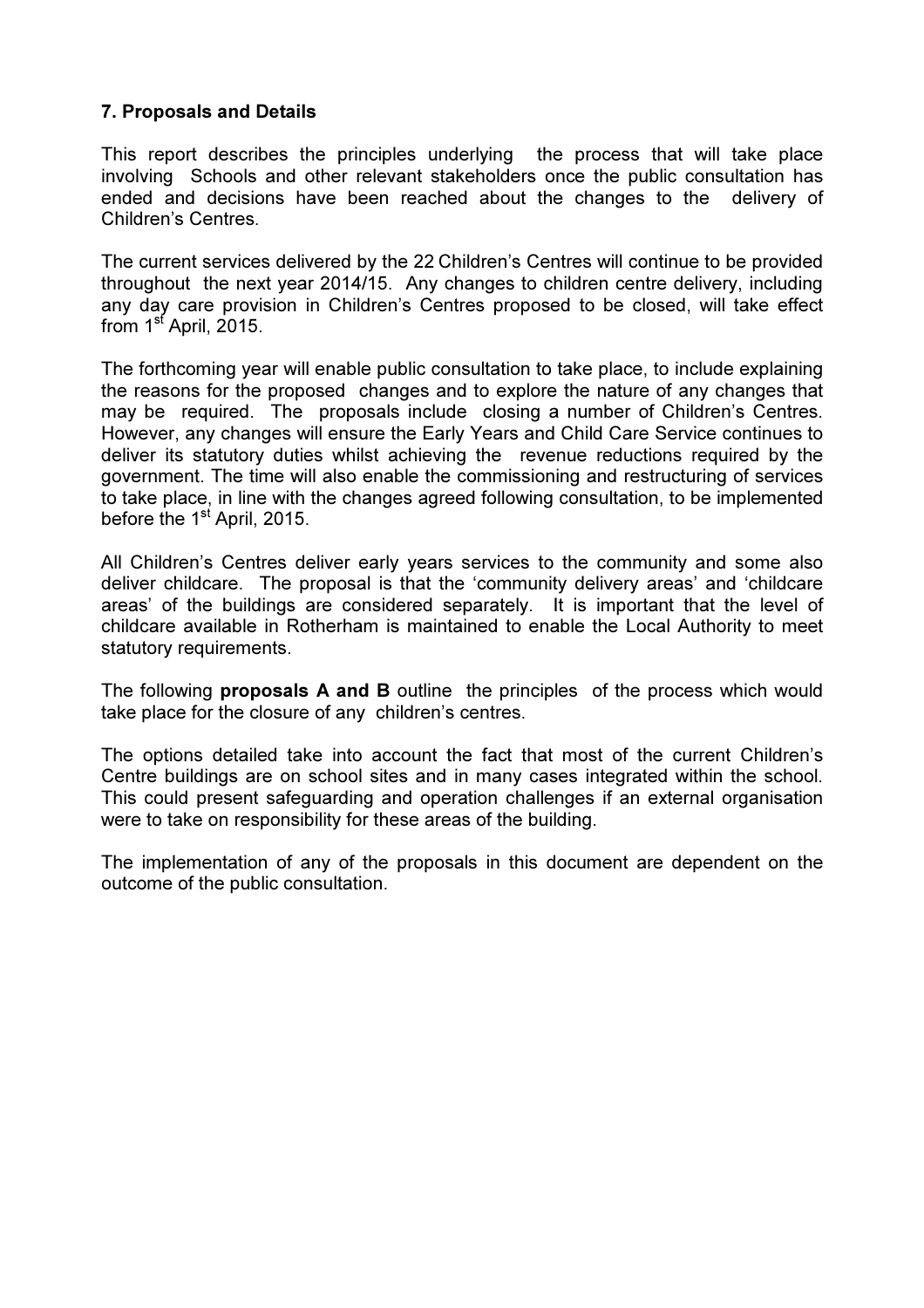### 7. Proposals and Details

This report describes the principles underlying the process that will take place involving Schools and other relevant stakeholders once the public consultation has ended and decisions have been reached about the changes to the delivery of Children's Centres.

The current services delivered by the 22 Children's Centres will continue to be provided throughout the next year 2014/15. Any changes to children centre delivery, including any day care provision in Children's Centres proposed to be closed, will take effect from 1st April, 2015.

The forthcoming year will enable public consultation to take place, to include explaining the reasons for the proposed changes and to explore the nature of any changes that may be required. The proposals include closing a number of Children's Centres. However, any changes will ensure the Early Years and Child Care Service continues to deliver its statutory duties whilst achieving the revenue reductions required by the government. The time will also enable the commissioning and restructuring of services to take place, in line with the changes agreed following consultation, to be implemented before the 1st April, 2015.

All Children's Centres deliver early years services to the community and some also deliver childcare. The proposal is that the 'community delivery areas' and 'childcare areas' of the buildings are considered separately. It is important that the level of childcare available in Rotherham is maintained to enable the Local Authority to meet statutory requirements.

The following **proposals A and B** outline the principles of the process which would take place for the closure of any children's centres.

The options detailed take into account the fact that most of the current Children's Centre buildings are on school sites and in many cases integrated within the school. This could present safeguarding and operation challenges if an external organisation were to take on responsibility for these areas of the building.

The implementation of any of the proposals in this document are dependent on the outcome of the public consultation.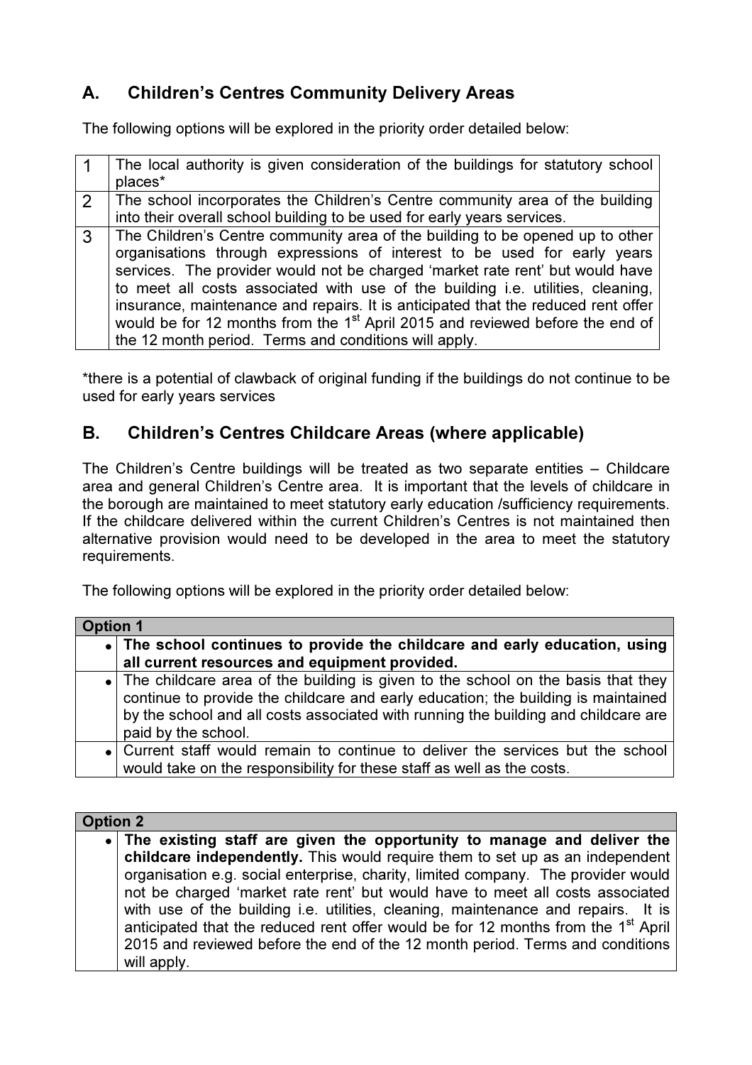## A. Children's Centres Community Delivery Areas

The following options will be explored in the priority order detailed below:

| | |
|---|---|
| 1 | The local authority is given consideration of the buildings for statutory school places* |
| 2 | The school incorporates the Children's Centre community area of the building into their overall school building to be used for early years services. |
| 3 | The Children's Centre community area of the building to be opened up to other organisations through expressions of interest to be used for early years services. The provider would not be charged 'market rate rent' but would have to meet all costs associated with use of the building i.e. utilities, cleaning, insurance, maintenance and repairs. It is anticipated that the reduced rent offer would be for 12 months from the 1st April 2015 and reviewed before the end of the 12 month period. Terms and conditions will apply. |

*there is a potential of clawback of original funding if the buildings do not continue to be used for early years services

## B. Children's Centres Childcare Areas (where applicable)

The Children's Centre buildings will be treated as two separate entities – Childcare area and general Children's Centre area. It is important that the levels of childcare in the borough are maintained to meet statutory early education /sufficiency requirements. If the childcare delivered within the current Children's Centres is not maintained then alternative provision would need to be developed in the area to meet the statutory requirements.

The following options will be explored in the priority order detailed below:

| **Option 1** | |
|---|---|
| • | **The school continues to provide the childcare and early education, using all current resources and equipment provided.** |
| • | The childcare area of the building is given to the school on the basis that they continue to provide the childcare and early education; the building is maintained by the school and all costs associated with running the building and childcare are paid by the school. |
| • | Current staff would remain to continue to deliver the services but the school would take on the responsibility for these staff as well as the costs. |

| **Option 2** | |
|---|---|
| • | **The existing staff are given the opportunity to manage and deliver the childcare independently.** This would require them to set up as an independent organisation e.g. social enterprise, charity, limited company. The provider would not be charged 'market rate rent' but would have to meet all costs associated with use of the building i.e. utilities, cleaning, maintenance and repairs. It is anticipated that the reduced rent offer would be for 12 months from the 1st April 2015 and reviewed before the end of the 12 month period. Terms and conditions will apply. |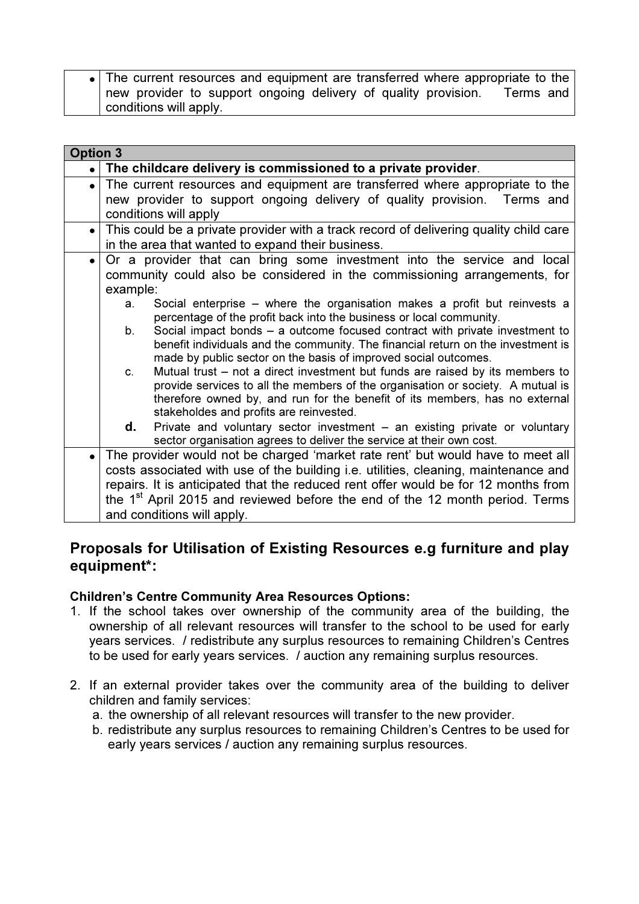| | |
|---|---|
| • | The current resources and equipment are transferred where appropriate to the new provider to support ongoing delivery of quality provision. Terms and conditions will apply. |

| Option 3 | |
|---|---|
| • | **The childcare delivery is commissioned to a private provider**. |
| • | The current resources and equipment are transferred where appropriate to the new provider to support ongoing delivery of quality provision. Terms and conditions will apply |
| • | This could be a private provider with a track record of delivering quality child care in the area that wanted to expand their business. |
| • | Or a provider that can bring some investment into the service and local community could also be considered in the commissioning arrangements, for example:<br>a. Social enterprise – where the organisation makes a profit but reinvests a percentage of the profit back into the business or local community.<br>b. Social impact bonds – a outcome focused contract with private investment to benefit individuals and the community. The financial return on the investment is made by public sector on the basis of improved social outcomes.<br>c. Mutual trust – not a direct investment but funds are raised by its members to provide services to all the members of the organisation or society. A mutual is therefore owned by, and run for the benefit of its members, has no external stakeholdes and profits are reinvested.<br>**d.** Private and voluntary sector investment – an existing private or voluntary sector organisation agrees to deliver the service at their own cost. |
| • | The provider would not be charged 'market rate rent' but would have to meet all costs associated with use of the building i.e. utilities, cleaning, maintenance and repairs. It is anticipated that the reduced rent offer would be for 12 months from the 1st April 2015 and reviewed before the end of the 12 month period. Terms and conditions will apply. |

## Proposals for Utilisation of Existing Resources e.g furniture and play equipment*:

**Children's Centre Community Area Resources Options:**

1. If the school takes over ownership of the community area of the building, the ownership of all relevant resources will transfer to the school to be used for early years services. / redistribute any surplus resources to remaining Children's Centres to be used for early years services. / auction any remaining surplus resources.

2. If an external provider takes over the community area of the building to deliver children and family services:
   a. the ownership of all relevant resources will transfer to the new provider.
   b. redistribute any surplus resources to remaining Children's Centres to be used for early years services / auction any remaining surplus resources.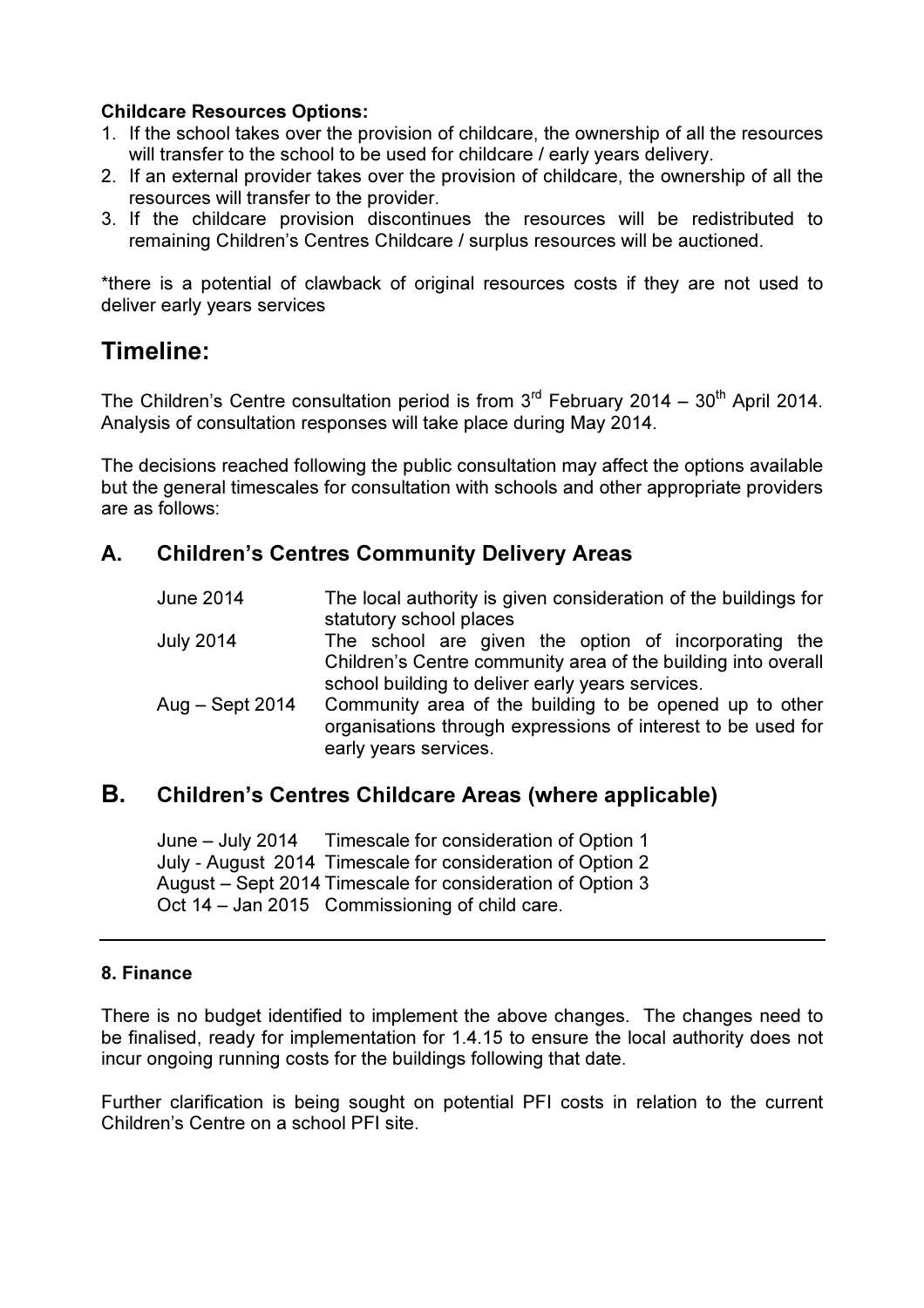**Childcare Resources Options:**

1. If the school takes over the provision of childcare, the ownership of all the resources will transfer to the school to be used for childcare / early years delivery.
2. If an external provider takes over the provision of childcare, the ownership of all the resources will transfer to the provider.
3. If the childcare provision discontinues the resources will be redistributed to remaining Children's Centres Childcare / surplus resources will be auctioned.

*there is a potential of clawback of original resources costs if they are not used to deliver early years services

# Timeline:

The Children's Centre consultation period is from 3rd February 2014 – 30th April 2014. Analysis of consultation responses will take place during May 2014.

The decisions reached following the public consultation may affect the options available but the general timescales for consultation with schools and other appropriate providers are as follows:

## A. Children's Centres Community Delivery Areas

| | |
|---|---|
| June 2014 | The local authority is given consideration of the buildings for statutory school places |
| July 2014 | The school are given the option of incorporating the Children's Centre community area of the building into overall school building to deliver early years services. |
| Aug – Sept 2014 | Community area of the building to be opened up to other organisations through expressions of interest to be used for early years services. |

## B. Children's Centres Childcare Areas (where applicable)

| | |
|---|---|
| June – July 2014 | Timescale for consideration of Option 1 |
| July - August 2014 | Timescale for consideration of Option 2 |
| August – Sept 2014 | Timescale for consideration of Option 3 |
| Oct 14 – Jan 2015 | Commissioning of child care. |

---

**8. Finance**

There is no budget identified to implement the above changes. The changes need to be finalised, ready for implementation for 1.4.15 to ensure the local authority does not incur ongoing running costs for the buildings following that date.

Further clarification is being sought on potential PFI costs in relation to the current Children's Centre on a school PFI site.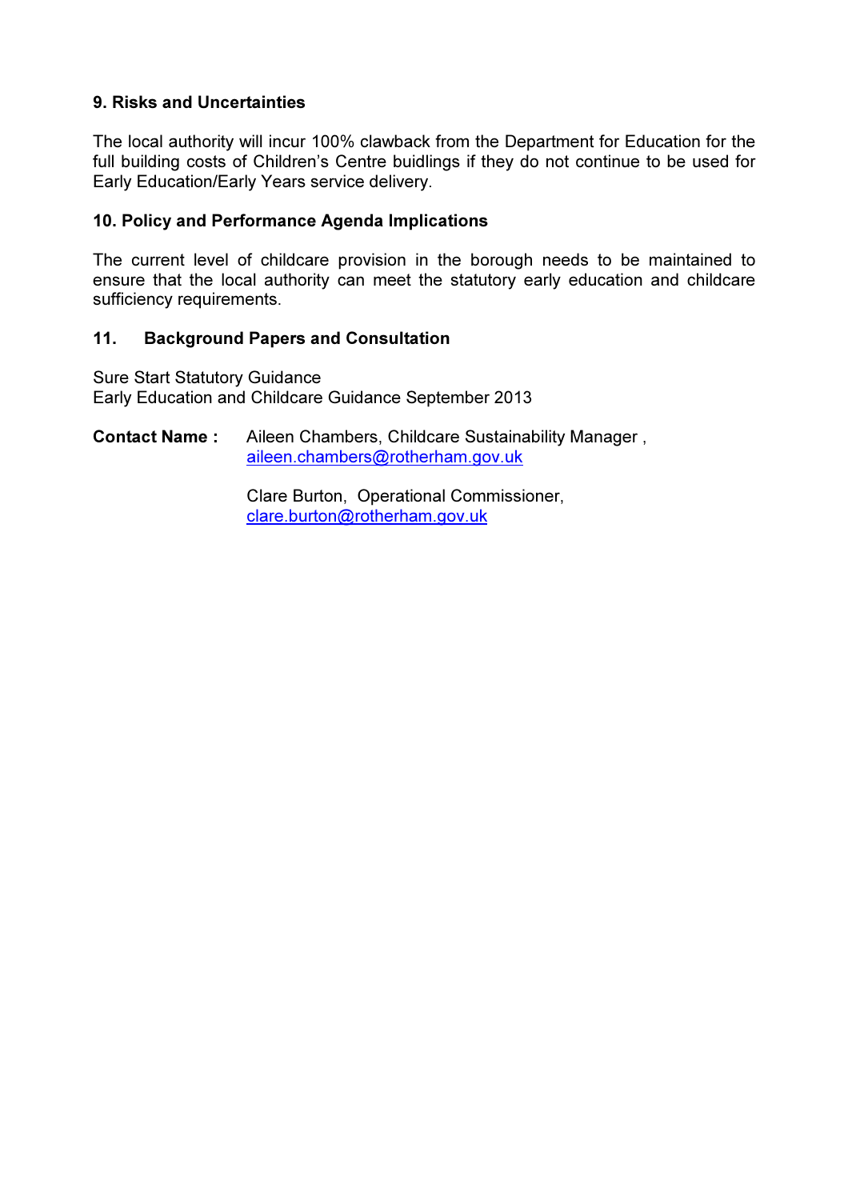### 9. Risks and Uncertainties

The local authority will incur 100% clawback from the Department for Education for the full building costs of Children's Centre buidlings if they do not continue to be used for Early Education/Early Years service delivery.

### 10. Policy and Performance Agenda Implications

The current level of childcare provision in the borough needs to be maintained to ensure that the local authority can meet the statutory early education and childcare sufficiency requirements.

### 11. Background Papers and Consultation

Sure Start Statutory Guidance
Early Education and Childcare Guidance September 2013

**Contact Name :** Aileen Chambers, Childcare Sustainability Manager , aileen.chambers@rotherham.gov.uk

Clare Burton, Operational Commissioner, clare.burton@rotherham.gov.uk